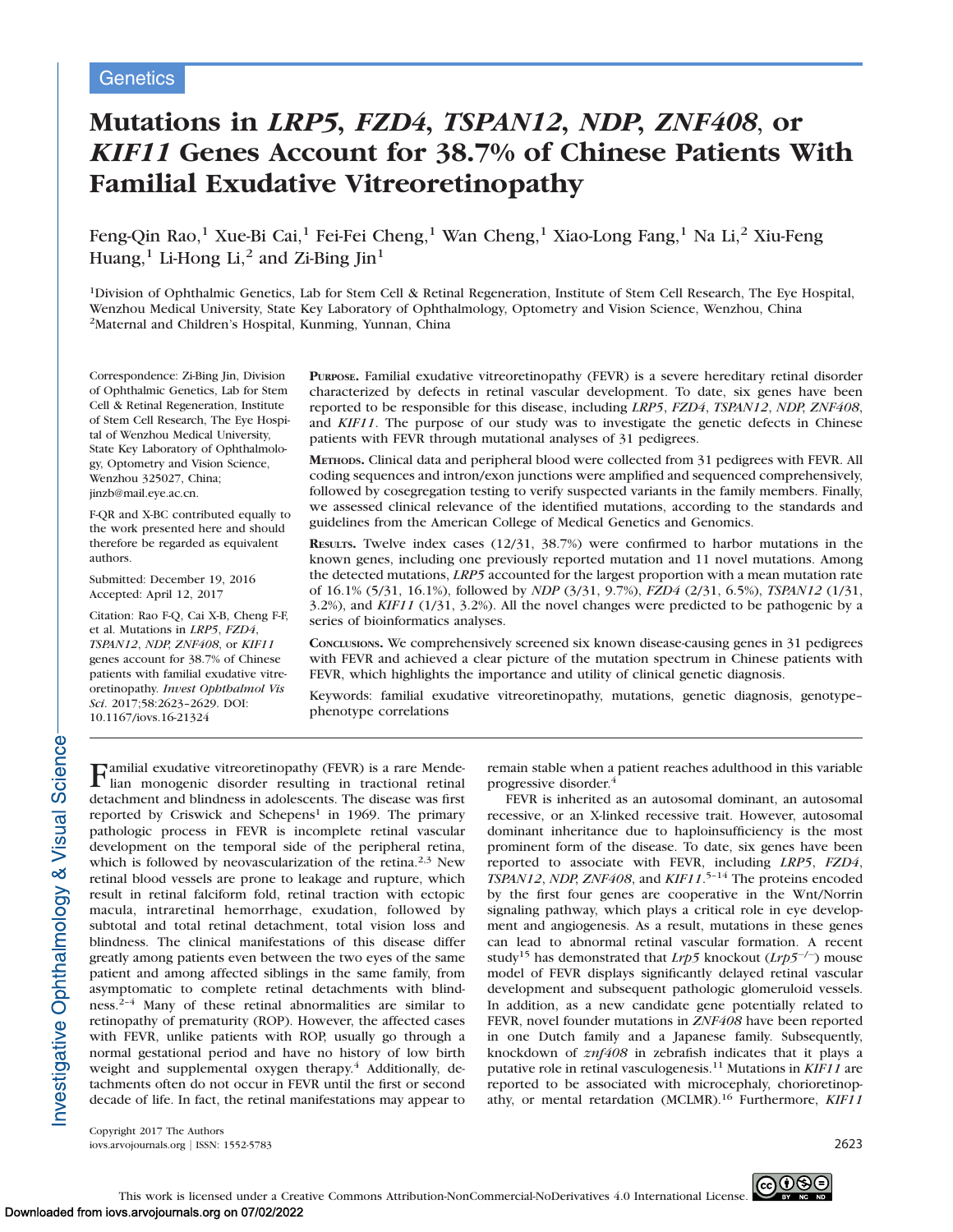Genetics

# Mutations in *LRP5*, *FZD4*, *TSPAN12*, *NDP*, *ZNF408*, or *KIF11* Genes Account for 38.7% of Chinese Patients With Familial Exudative Vitreoretinopathy

Feng-Qin Rao,[1] Xue-Bi Cai,[1] Fei-Fei Cheng,[1] Wan Cheng,[1] Xiao-Long Fang,[1] Na Li,[2] Xiu-Feng Huang,[1] Li-Hong Li,[2] and Zi-Bing Jin[1]

[1]Division of Ophthalmic Genetics, Lab for Stem Cell & Retinal Regeneration, Institute of Stem Cell Research, The Eye Hospital, Wenzhou Medical University, State Key Laboratory of Ophthalmology, Optometry and Vision Science, Wenzhou, China
[2]Maternal and Children's Hospital, Kunming, Yunnan, China

Correspondence: Zi-Bing Jin, Division of Ophthalmic Genetics, Lab for Stem Cell & Retinal Regeneration, Institute of Stem Cell Research, The Eye Hospital of Wenzhou Medical University, State Key Laboratory of Ophthalmology, Optometry and Vision Science, Wenzhou 325027, China; jinzb@mail.eye.ac.cn.

F-QR and X-BC contributed equally to the work presented here and should therefore be regarded as equivalent authors.

Submitted: December 19, 2016
Accepted: April 12, 2017

Citation: Rao F-Q, Cai X-B, Cheng F-F, et al. Mutations in *LRP5*, *FZD4*, *TSPAN12*, *NDP*, *ZNF408*, or *KIF11* genes account for 38.7% of Chinese patients with familial exudative vitreoretinopathy. *Invest Ophthalmol Vis Sci.* 2017;58:2623–2629. DOI: 10.1167/iovs.16-21324

**Purpose.** Familial exudative vitreoretinopathy (FEVR) is a severe hereditary retinal disorder characterized by defects in retinal vascular development. To date, six genes have been reported to be responsible for this disease, including *LRP5*, *FZD4*, *TSPAN12*, *NDP*, *ZNF408*, and *KIF11*. The purpose of our study was to investigate the genetic defects in Chinese patients with FEVR through mutational analyses of 31 pedigrees.

**Methods.** Clinical data and peripheral blood were collected from 31 pedigrees with FEVR. All coding sequences and intron/exon junctions were amplified and sequenced comprehensively, followed by cosegregation testing to verify suspected variants in the family members. Finally, we assessed clinical relevance of the identified mutations, according to the standards and guidelines from the American College of Medical Genetics and Genomics.

**Results.** Twelve index cases (12/31, 38.7%) were confirmed to harbor mutations in the known genes, including one previously reported mutation and 11 novel mutations. Among the detected mutations, *LRP5* accounted for the largest proportion with a mean mutation rate of 16.1% (5/31, 16.1%), followed by *NDP* (3/31, 9.7%), *FZD4* (2/31, 6.5%), *TSPAN12* (1/31, 3.2%), and *KIF11* (1/31, 3.2%). All the novel changes were predicted to be pathogenic by a series of bioinformatics analyses.

**Conclusions.** We comprehensively screened six known disease-causing genes in 31 pedigrees with FEVR and achieved a clear picture of the mutation spectrum in Chinese patients with FEVR, which highlights the importance and utility of clinical genetic diagnosis.

Keywords: familial exudative vitreoretinopathy, mutations, genetic diagnosis, genotype–phenotype correlations

Familial exudative vitreoretinopathy (FEVR) is a rare Mendelian monogenic disorder resulting in tractional retinal detachment and blindness in adolescents. The disease was first reported by Criswick and Schepens[1] in 1969. The primary pathologic process in FEVR is incomplete retinal vascular development on the temporal side of the peripheral retina, which is followed by neovascularization of the retina.[2,3] New retinal blood vessels are prone to leakage and rupture, which result in retinal falciform fold, retinal traction with ectopic macula, intraretinal hemorrhage, exudation, followed by subtotal and total retinal detachment, total vision loss and blindness. The clinical manifestations of this disease differ greatly among patients even between the two eyes of the same patient and among affected siblings in the same family, from asymptomatic to complete retinal detachments with blindness.[2–4] Many of these retinal abnormalities are similar to retinopathy of prematurity (ROP). However, the affected cases with FEVR, unlike patients with ROP, usually go through a normal gestational period and have no history of low birth weight and supplemental oxygen therapy.[4] Additionally, detachments often do not occur in FEVR until the first or second decade of life. In fact, the retinal manifestations may appear to remain stable when a patient reaches adulthood in this variable progressive disorder.[4]

FEVR is inherited as an autosomal dominant, an autosomal recessive, or an X-linked recessive trait. However, autosomal dominant inheritance due to haploinsufficiency is the most prominent form of the disease. To date, six genes have been reported to associate with FEVR, including *LRP5*, *FZD4*, *TSPAN12*, *NDP*, *ZNF408*, and *KIF11*.[5–14] The proteins encoded by the first four genes are cooperative in the Wnt/Norrin signaling pathway, which plays a critical role in eye development and angiogenesis. As a result, mutations in these genes can lead to abnormal retinal vascular formation. A recent study[15] has demonstrated that *Lrp5* knockout (*Lrp5*$^{-/-}$) mouse model of FEVR displays significantly delayed retinal vascular development and subsequent pathologic glomeruloid vessels. In addition, as a new candidate gene potentially related to FEVR, novel founder mutations in *ZNF408* have been reported in one Dutch family and a Japanese family. Subsequently, knockdown of *znf408* in zebrafish indicates that it plays a putative role in retinal vasculogenesis.[11] Mutations in *KIF11* are reported to be associated with microcephaly, chorioretinopathy, or mental retardation (MCLMR).[16] Furthermore, *KIF11*

Copyright 2017 The Authors
iovs.arvojournals.org | ISSN: 1552-5783

This work is licensed under a Creative Commons Attribution-NonCommercial-NoDerivatives 4.0 International License.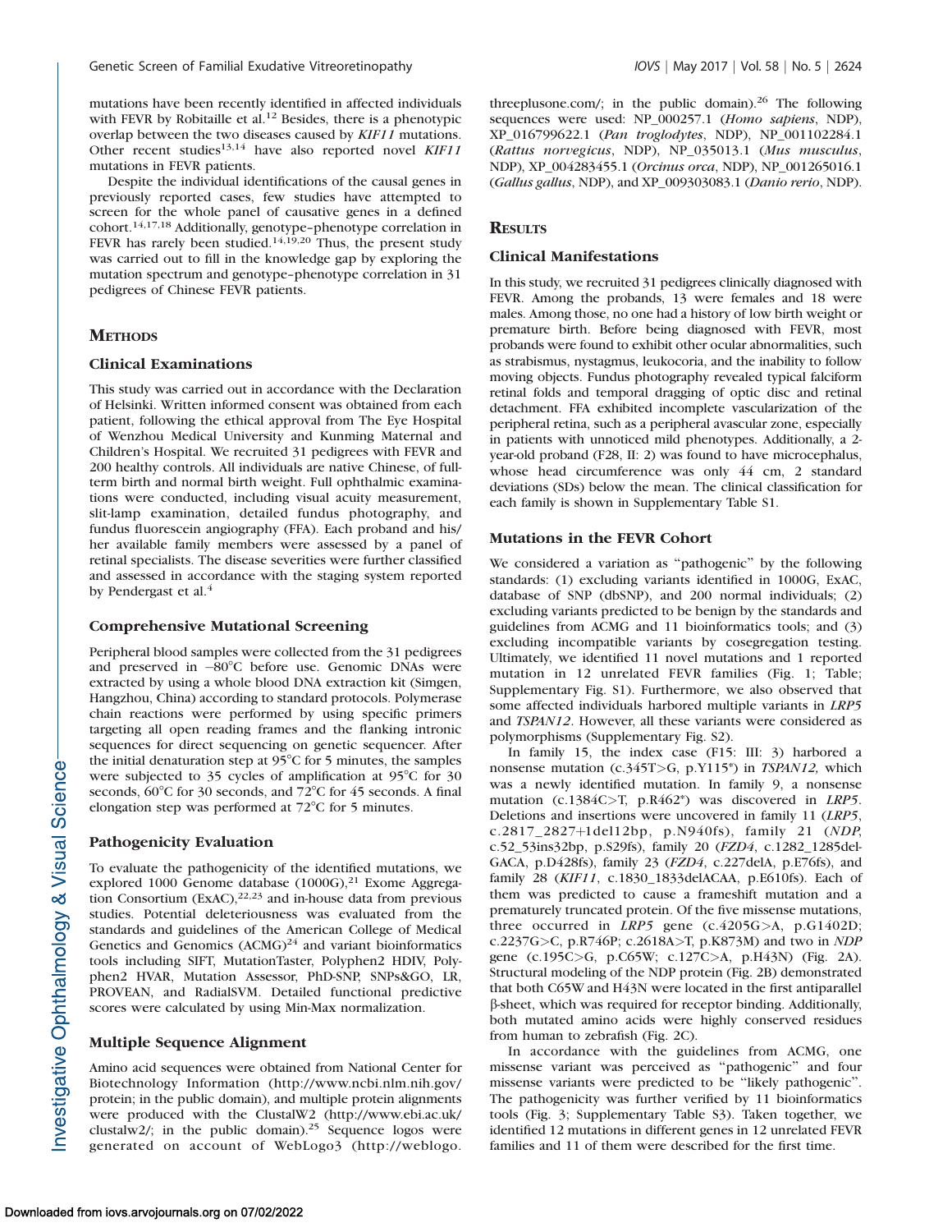mutations have been recently identified in affected individuals with FEVR by Robitaille et al.[12] Besides, there is a phenotypic overlap between the two diseases caused by *KIF11* mutations. Other recent studies[13,14] have also reported novel *KIF11* mutations in FEVR patients.

Despite the individual identifications of the causal genes in previously reported cases, few studies have attempted to screen for the whole panel of causative genes in a defined cohort.[14,17,18] Additionally, genotype–phenotype correlation in FEVR has rarely been studied.[14,19,20] Thus, the present study was carried out to fill in the knowledge gap by exploring the mutation spectrum and genotype–phenotype correlation in 31 pedigrees of Chinese FEVR patients.

## Methods

### Clinical Examinations

This study was carried out in accordance with the Declaration of Helsinki. Written informed consent was obtained from each patient, following the ethical approval from The Eye Hospital of Wenzhou Medical University and Kunming Maternal and Children's Hospital. We recruited 31 pedigrees with FEVR and 200 healthy controls. All individuals are native Chinese, of full-term birth and normal birth weight. Full ophthalmic examinations were conducted, including visual acuity measurement, slit-lamp examination, detailed fundus photography, and fundus fluorescein angiography (FFA). Each proband and his/her available family members were assessed by a panel of retinal specialists. The disease severities were further classified and assessed in accordance with the staging system reported by Pendergast et al.[4]

### Comprehensive Mutational Screening

Peripheral blood samples were collected from the 31 pedigrees and preserved in −80°C before use. Genomic DNAs were extracted by using a whole blood DNA extraction kit (Simgen, Hangzhou, China) according to standard protocols. Polymerase chain reactions were performed by using specific primers targeting all open reading frames and the flanking intronic sequences for direct sequencing on genetic sequencer. After the initial denaturation step at 95°C for 5 minutes, the samples were subjected to 35 cycles of amplification at 95°C for 30 seconds, 60°C for 30 seconds, and 72°C for 45 seconds. A final elongation step was performed at 72°C for 5 minutes.

### Pathogenicity Evaluation

To evaluate the pathogenicity of the identified mutations, we explored 1000 Genome database (1000G),[21] Exome Aggregation Consortium (ExAC),[22,23] and in-house data from previous studies. Potential deleteriousness was evaluated from the standards and guidelines of the American College of Medical Genetics and Genomics (ACMG)[24] and variant bioinformatics tools including SIFT, MutationTaster, Polyphen2 HDIV, Polyphen2 HVAR, Mutation Assessor, PhD-SNP, SNPs&GO, LR, PROVEAN, and RadialSVM. Detailed functional predictive scores were calculated by using Min-Max normalization.

### Multiple Sequence Alignment

Amino acid sequences were obtained from National Center for Biotechnology Information (http://www.ncbi.nlm.nih.gov/protein; in the public domain), and multiple protein alignments were produced with the ClustalW2 (http://www.ebi.ac.uk/clustalw2/; in the public domain).[25] Sequence logos were generated on account of WebLogo3 (http://weblogo.threeplusone.com/; in the public domain).[26] The following sequences were used: NP_000257.1 (*Homo sapiens*, NDP), XP_016799622.1 (*Pan troglodytes*, NDP), NP_001102284.1 (*Rattus norvegicus*, NDP), NP_035013.1 (*Mus musculus*, NDP), XP_004283455.1 (*Orcinus orca*, NDP), NP_001265016.1 (*Gallus gallus*, NDP), and XP_009303083.1 (*Danio rerio*, NDP).

## Results

### Clinical Manifestations

In this study, we recruited 31 pedigrees clinically diagnosed with FEVR. Among the probands, 13 were females and 18 were males. Among those, no one had a history of low birth weight or premature birth. Before being diagnosed with FEVR, most probands were found to exhibit other ocular abnormalities, such as strabismus, nystagmus, leukocoria, and the inability to follow moving objects. Fundus photography revealed typical falciform retinal folds and temporal dragging of optic disc and retinal detachment. FFA exhibited incomplete vascularization of the peripheral retina, such as a peripheral avascular zone, especially in patients with unnoticed mild phenotypes. Additionally, a 2-year-old proband (F28, II: 2) was found to have microcephalus, whose head circumference was only 44 cm, 2 standard deviations (SDs) below the mean. The clinical classification for each family is shown in Supplementary Table S1.

### Mutations in the FEVR Cohort

We considered a variation as "pathogenic" by the following standards: (1) excluding variants identified in 1000G, ExAC, database of SNP (dbSNP), and 200 normal individuals; (2) excluding variants predicted to be benign by the standards and guidelines from ACMG and 11 bioinformatics tools; and (3) excluding incompatible variants by cosegregation testing. Ultimately, we identified 11 novel mutations and 1 reported mutation in 12 unrelated FEVR families (Fig. 1; Table; Supplementary Fig. S1). Furthermore, we also observed that some affected individuals harbored multiple variants in *LRP5* and *TSPAN12*. However, all these variants were considered as polymorphisms (Supplementary Fig. S2).

In family 15, the index case (F15: III: 3) harbored a nonsense mutation (c.345T>G, p.Y115*) in *TSPAN12,* which was a newly identified mutation. In family 9, a nonsense mutation (c.1384C>T, p.R462*) was discovered in *LRP5*. Deletions and insertions were uncovered in family 11 (*LRP5*, c.2817_2827+1del12bp, p.N940fs), family 21 (*NDP*, c.52_53ins32bp, p.S29fs), family 20 (*FZD4*, c.1282_1285delGACA, p.D428fs), family 23 (*FZD4*, c.227delA, p.E76fs), and family 28 (*KIF11*, c.1830_1833delACAA, p.E610fs). Each of them was predicted to cause a frameshift mutation and a prematurely truncated protein. Of the five missense mutations, three occurred in *LRP5* gene (c.4205G>A, p.G1402D; c.2237G>C, p.R746P; c.2618A>T, p.K873M) and two in *NDP* gene (c.195C>G, p.C65W; c.127C>A, p.H43N) (Fig. 2A). Structural modeling of the NDP protein (Fig. 2B) demonstrated that both C65W and H43N were located in the first antiparallel β-sheet, which was required for receptor binding. Additionally, both mutated amino acids were highly conserved residues from human to zebrafish (Fig. 2C).

In accordance with the guidelines from ACMG, one missense variant was perceived as "pathogenic" and four missense variants were predicted to be "likely pathogenic". The pathogenicity was further verified by 11 bioinformatics tools (Fig. 3; Supplementary Table S3). Taken together, we identified 12 mutations in different genes in 12 unrelated FEVR families and 11 of them were described for the first time.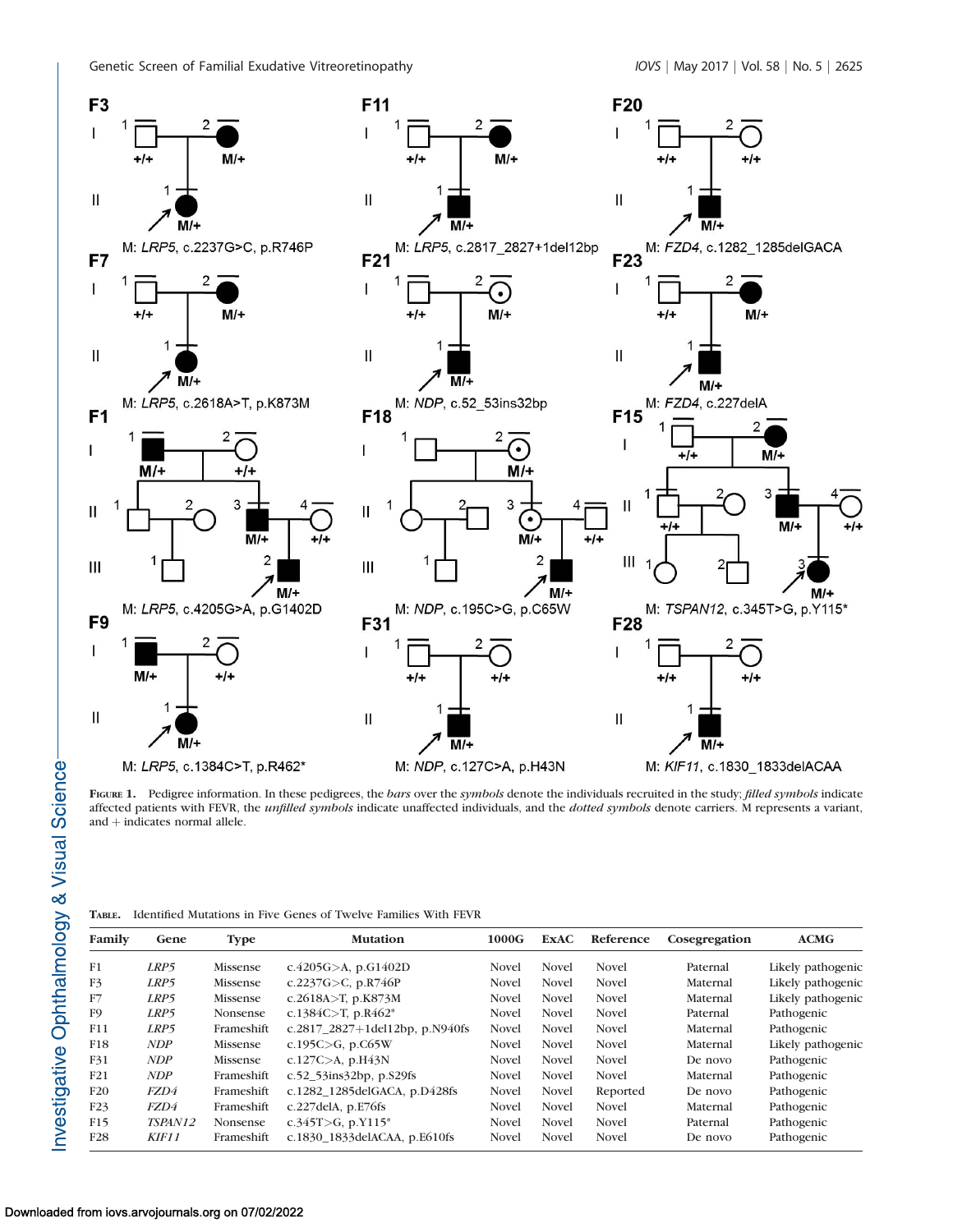F3

M: *LRP5*, c.2237G>C, p.R746P

F11

M: *LRP5*, c.2817_2827+1del12bp

F20

M: *FZD4*, c.1282_1285delGACA

F7

M: *LRP5*, c.2618A>T, p.K873M

F21

M: *NDP*, c.52_53ins32bp

F23

M: *FZD4*, c.227delA

F1

M: *LRP5*, c.4205G>A, p.G1402D

F18

M: *NDP*, c.195C>G, p.C65W

F15

M: *TSPAN12*, c.345T>G, p.Y115*

F9

M: *LRP5*, c.1384C>T, p.R462*

F31

M: *NDP*, c.127C>A, p.H43N

F28

M: *KIF11*, c.1830_1833delACAA

**Figure 1.** Pedigree information. In these pedigrees, the *bars* over the *symbols* denote the individuals recruited in the study; *filled symbols* indicate affected patients with FEVR, the *unfilled symbols* indicate unaffected individuals, and the *dotted symbols* denote carriers. M represents a variant, and + indicates normal allele.

**Table.** Identified Mutations in Five Genes of Twelve Families With FEVR

| Family | Gene | Type | Mutation | 1000G | ExAC | Reference | Cosegregation | ACMG |
|---|---|---|---|---|---|---|---|---|
| F1 | *LRP5* | Missense | c.4205G>A, p.G1402D | Novel | Novel | Novel | Paternal | Likely pathogenic |
| F3 | *LRP5* | Missense | c.2237G>C, p.R746P | Novel | Novel | Novel | Maternal | Likely pathogenic |
| F7 | *LRP5* | Missense | c.2618A>T, p.K873M | Novel | Novel | Novel | Maternal | Likely pathogenic |
| F9 | *LRP5* | Nonsense | c.1384C>T, p.R462* | Novel | Novel | Novel | Paternal | Pathogenic |
| F11 | *LRP5* | Frameshift | c.2817_2827+1del12bp, p.N940fs | Novel | Novel | Novel | Maternal | Pathogenic |
| F18 | *NDP* | Missense | c.195C>G, p.C65W | Novel | Novel | Novel | Maternal | Likely pathogenic |
| F31 | *NDP* | Missense | c.127C>A, p.H43N | Novel | Novel | Novel | De novo | Pathogenic |
| F21 | *NDP* | Frameshift | c.52_53ins32bp, p.S29fs | Novel | Novel | Novel | Maternal | Pathogenic |
| F20 | *FZD4* | Frameshift | c.1282_1285delGACA, p.D428fs | Novel | Novel | Reported | De novo | Pathogenic |
| F23 | *FZD4* | Frameshift | c.227delA, p.E76fs | Novel | Novel | Novel | Maternal | Pathogenic |
| F15 | *TSPAN12* | Nonsense | c.345T>G, p.Y115* | Novel | Novel | Novel | Paternal | Pathogenic |
| F28 | *KIF11* | Frameshift | c.1830_1833delACAA, p.E610fs | Novel | Novel | Novel | De novo | Pathogenic |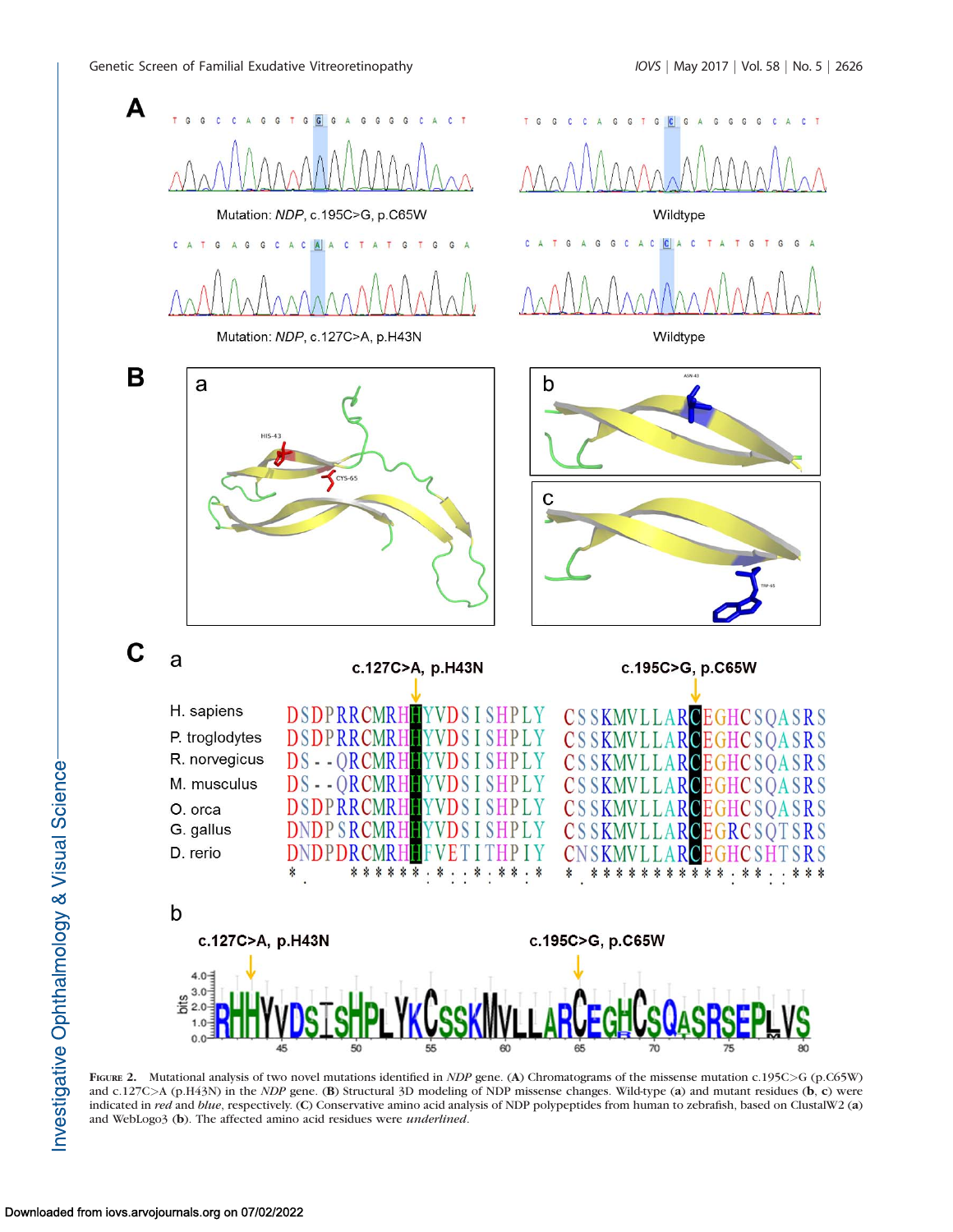FIGURE 2. Mutational analysis of two novel mutations identified in *NDP* gene. (**A**) Chromatograms of the missense mutation c.195C>G (p.C65W) and c.127C>A (p.H43N) in the *NDP* gene. (**B**) Structural 3D modeling of NDP missense changes. Wild-type (**a**) and mutant residues (**b**, **c**) were indicated in *red* and *blue*, respectively. (**C**) Conservative amino acid analysis of NDP polypeptides from human to zebrafish, based on ClustalW2 (**a**) and WebLogo3 (**b**). The affected amino acid residues were *underlined*.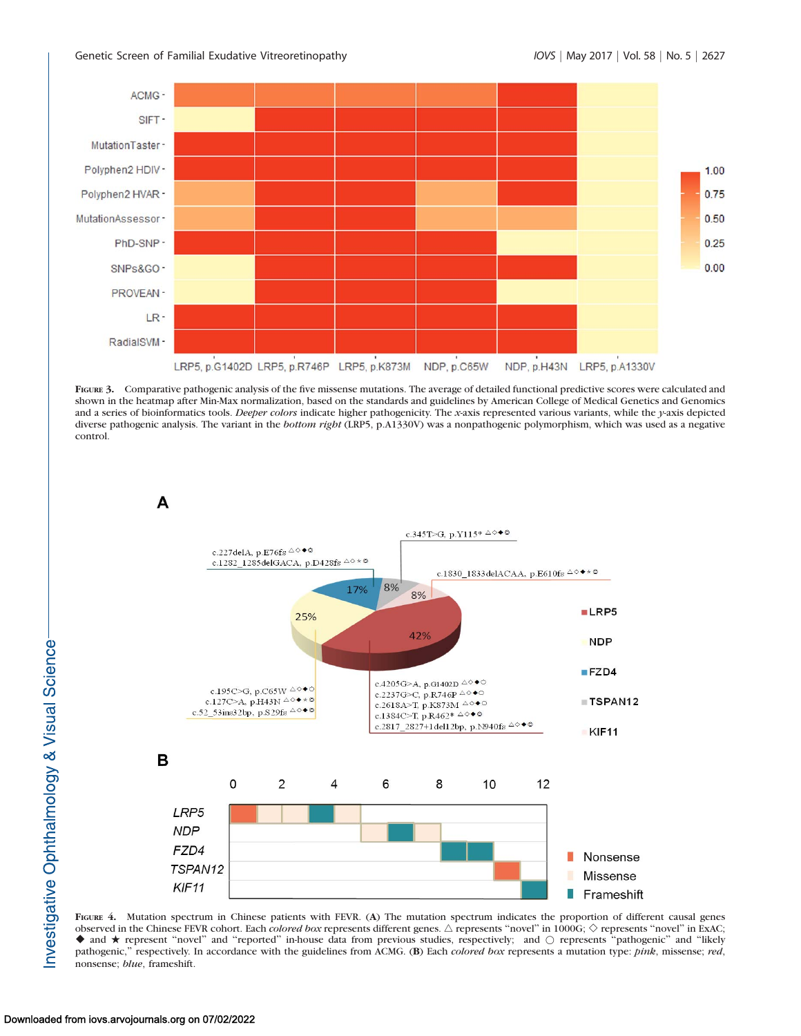**Figure 3.** Comparative pathogenic analysis of the five missense mutations. The average of detailed functional predictive scores were calculated and shown in the heatmap after Min-Max normalization, based on the standards and guidelines by American College of Medical Genetics and Genomics and a series of bioinformatics tools. *Deeper colors* indicate higher pathogenicity. The *x*-axis represented various variants, while the *y*-axis depicted diverse pathogenic analysis. The variant in the *bottom right* (LRP5, p.A1330V) was a nonpathogenic polymorphism, which was used as a negative control.

**Figure 4.** Mutation spectrum in Chinese patients with FEVR. (**A**) The mutation spectrum indicates the proportion of different causal genes observed in the Chinese FEVR cohort. Each *colored box* represents different genes. △ represents "novel" in 1000G; ◇ represents "novel" in ExAC; ◆ and ★ represent "novel" and "reported" in-house data from previous studies, respectively; and ○ represents "pathogenic" and "likely pathogenic," respectively. In accordance with the guidelines from ACMG. (**B**) Each *colored box* represents a mutation type: *pink*, missense; *red*, nonsense; *blue*, frameshift.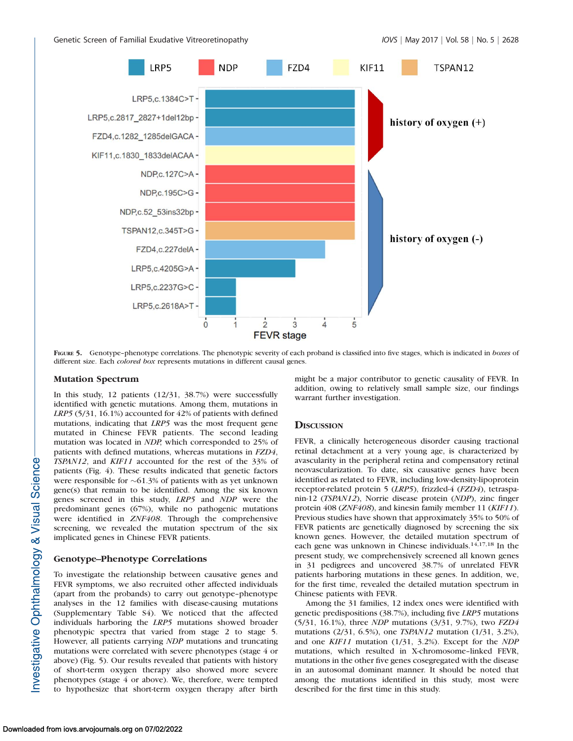FIGURE 5. Genotype-phenotype correlations. The phenotypic severity of each proband is classified into five stages, which is indicated in *boxes* of different size. Each *colored box* represents mutations in different causal genes.

## Mutation Spectrum

In this study, 12 patients (12/31, 38.7%) were successfully identified with genetic mutations. Among them, mutations in *LRP5* (5/31, 16.1%) accounted for 42% of patients with defined mutations, indicating that *LRP5* was the most frequent gene mutated in Chinese FEVR patients. The second leading mutation was located in *NDP*, which corresponded to 25% of patients with defined mutations, whereas mutations in *FZD4*, *TSPAN12*, and *KIF11* accounted for the rest of the 33% of patients (Fig. 4). These results indicated that genetic factors were responsible for ~61.3% of patients with as yet unknown gene(s) that remain to be identified. Among the six known genes screened in this study, *LRP5* and *NDP* were the predominant genes (67%), while no pathogenic mutations were identified in *ZNF408*. Through the comprehensive screening, we revealed the mutation spectrum of the six implicated genes in Chinese FEVR patients.

## Genotype–Phenotype Correlations

To investigate the relationship between causative genes and FEVR symptoms, we also recruited other affected individuals (apart from the probands) to carry out genotype-phenotype analyses in the 12 families with disease-causing mutations (Supplementary Table S4). We noticed that the affected individuals harboring the *LRP5* mutations showed broader phenotypic spectra that varied from stage 2 to stage 5. However, all patients carrying *NDP* mutations and truncating mutations were correlated with severe phenotypes (stage 4 or above) (Fig. 5). Our results revealed that patients with history of short-term oxygen therapy also showed more severe phenotypes (stage 4 or above). We, therefore, were tempted to hypothesize that short-term oxygen therapy after birth might be a major contributor to genetic causality of FEVR. In addition, owing to relatively small sample size, our findings warrant further investigation.

## Discussion

FEVR, a clinically heterogeneous disorder causing tractional retinal detachment at a very young age, is characterized by avascularity in the peripheral retina and compensatory retinal neovascularization. To date, six causative genes have been identified as related to FEVR, including low-density-lipoprotein receptor-related protein 5 (*LRP5*), frizzled-4 (*FZD4*), tetraspanin-12 (*TSPAN12*), Norrie disease protein (*NDP*), zinc finger protein 408 (*ZNF408*), and kinesin family member 11 (*KIF11*). Previous studies have shown that approximately 35% to 50% of FEVR patients are genetically diagnosed by screening the six known genes. However, the detailed mutation spectrum of each gene was unknown in Chinese individuals.[14,17,18] In the present study, we comprehensively screened all known genes in 31 pedigrees and uncovered 38.7% of unrelated FEVR patients harboring mutations in these genes. In addition, we, for the first time, revealed the detailed mutation spectrum in Chinese patients with FEVR.

Among the 31 families, 12 index ones were identified with genetic predispositions (38.7%), including five *LRP5* mutations (5/31, 16.1%), three *NDP* mutations (3/31, 9.7%), two *FZD4* mutations (2/31, 6.5%), one *TSPAN12* mutation (1/31, 3.2%), and one *KIF11* mutation (1/31, 3.2%). Except for the *NDP* mutations, which resulted in X-chromosome-linked FEVR, mutations in the other five genes cosegregated with the disease in an autosomal dominant manner. It should be noted that among the mutations identified in this study, most were described for the first time in this study.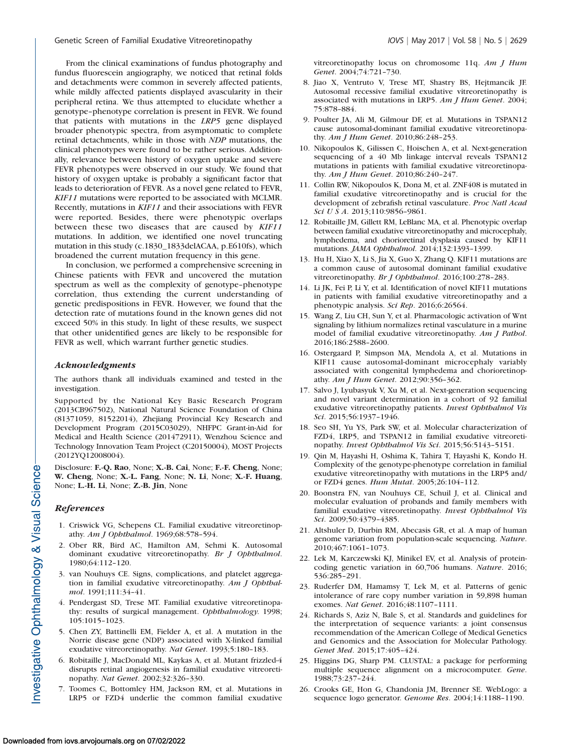From the clinical examinations of fundus photography and fundus fluorescein angiography, we noticed that retinal folds and detachments were common in severely affected patients, while mildly affected patients displayed avascularity in their peripheral retina. We thus attempted to elucidate whether a genotype–phenotype correlation is present in FEVR. We found that patients with mutations in the *LRP5* gene displayed broader phenotypic spectra, from asymptomatic to complete retinal detachments, while in those with *NDP* mutations, the clinical phenotypes were found to be rather serious. Additionally, relevance between history of oxygen uptake and severe FEVR phenotypes were observed in our study. We found that history of oxygen uptake is probably a significant factor that leads to deterioration of FEVR. As a novel gene related to FEVR, *KIF11* mutations were reported to be associated with MCLMR. Recently, mutations in *KIF11* and their associations with FEVR were reported. Besides, there were phenotypic overlaps between these two diseases that are caused by *KIF11* mutations. In addition, we identified one novel truncating mutation in this study (c.1830_1833delACAA, p.E610fs), which broadened the current mutation frequency in this gene.

In conclusion, we performed a comprehensive screening in Chinese patients with FEVR and uncovered the mutation spectrum as well as the complexity of genotype–phenotype correlation, thus extending the current understanding of genetic predispositions in FEVR. However, we found that the detection rate of mutations found in the known genes did not exceed 50% in this study. In light of these results, we suspect that other unidentified genes are likely to be responsible for FEVR as well, which warrant further genetic studies.

## Acknowledgments

The authors thank all individuals examined and tested in the investigation.

Supported by the National Key Basic Research Program (2013CB967502), National Natural Science Foundation of China (81371059, 81522014), Zhejiang Provincial Key Research and Development Program (2015C03029), NHFPC Grant-in-Aid for Medical and Health Science (201472911), Wenzhou Science and Technology Innovation Team Project (C20150004), MOST Projects (2012YQ12008004).

Disclosure: **F.-Q. Rao**, None; **X.-B. Cai**, None; **F.-F. Cheng**, None; **W. Cheng**, None; **X.-L. Fang**, None; **N. Li**, None; **X.-F. Huang**, None; **L.-H. Li**, None; **Z.-B. Jin**, None

## References

1. Criswick VG, Schepens CL. Familial exudative vitreoretinopathy. *Am J Ophthalmol*. 1969;68:578–594.
2. Ober RR, Bird AC, Hamilton AM, Sehmi K. Autosomal dominant exudative vitreoretinopathy. *Br J Ophthalmol*. 1980;64:112–120.
3. van Nouhuys CE. Signs, complications, and platelet aggregation in familial exudative vitreoretinopathy. *Am J Ophthalmol*. 1991;111:34–41.
4. Pendergast SD, Trese MT. Familial exudative vitreoretinopathy: results of surgical management. *Ophthalmology.* 1998; 105:1015–1023.
5. Chen ZY, Battinelli EM, Fielder A, et al. A mutation in the Norrie disease gene (NDP) associated with X-linked familial exudative vitreoretinopathy. *Nat Genet*. 1993;5:180–183.
6. Robitaille J, MacDonald ML, Kaykas A, et al. Mutant frizzled-4 disrupts retinal angiogenesis in familial exudative vitreoretinopathy. *Nat Genet*. 2002;32:326–330.
7. Toomes C, Bottomley HM, Jackson RM, et al. Mutations in LRP5 or FZD4 underlie the common familial exudative vitreoretinopathy locus on chromosome 11q. *Am J Hum Genet*. 2004;74:721–730.
8. Jiao X, Ventruto V, Trese MT, Shastry BS, Hejtmancik JF. Autosomal recessive familial exudative vitreoretinopathy is associated with mutations in LRP5. *Am J Hum Genet*. 2004; 75:878–884.
9. Poulter JA, Ali M, Gilmour DF, et al. Mutations in TSPAN12 cause autosomal-dominant familial exudative vitreoretinopathy. *Am J Hum Genet*. 2010;86:248–253.
10. Nikopoulos K, Gilissen C, Hoischen A, et al. Next-generation sequencing of a 40 Mb linkage interval reveals TSPAN12 mutations in patients with familial exudative vitreoretinopathy. *Am J Hum Genet*. 2010;86:240–247.
11. Collin RW, Nikopoulos K, Dona M, et al. ZNF408 is mutated in familial exudative vitreoretinopathy and is crucial for the development of zebrafish retinal vasculature. *Proc Natl Acad Sci U S A*. 2013;110:9856–9861.
12. Robitaille JM, Gillett RM, LeBlanc MA, et al. Phenotypic overlap between familial exudative vitreoretinopathy and microcephaly, lymphedema, and chorioretinal dysplasia caused by KIF11 mutations. *JAMA Ophthalmol*. 2014;132:1393–1399.
13. Hu H, Xiao X, Li S, Jia X, Guo X, Zhang Q. KIF11 mutations are a common cause of autosomal dominant familial exudative vitreoretinopathy. *Br J Ophthalmol*. 2016;100:278–283.
14. Li JK, Fei P, Li Y, et al. Identification of novel KIF11 mutations in patients with familial exudative vitreoretinopathy and a phenotypic analysis. *Sci Rep*. 2016;6:26564.
15. Wang Z, Liu CH, Sun Y, et al. Pharmacologic activation of Wnt signaling by lithium normalizes retinal vasculature in a murine model of familial exudative vitreoretinopathy. *Am J Pathol*. 2016;186:2588–2600.
16. Ostergaard P, Simpson MA, Mendola A, et al. Mutations in KIF11 cause autosomal-dominant microcephaly variably associated with congenital lymphedema and chorioretinopathy. *Am J Hum Genet*. 2012;90:356–362.
17. Salvo J, Lyubasyuk V, Xu M, et al. Next-generation sequencing and novel variant determination in a cohort of 92 familial exudative vitreoretinopathy patients. *Invest Ophthalmol Vis Sci*. 2015;56:1937–1946.
18. Seo SH, Yu YS, Park SW, et al. Molecular characterization of FZD4, LRP5, and TSPAN12 in familial exudative vitreoretinopathy. *Invest Ophthalmol Vis Sci*. 2015;56:5143–5151.
19. Qin M, Hayashi H, Oshima K, Tahira T, Hayashi K, Kondo H. Complexity of the genotype-phenotype correlation in familial exudative vitreoretinopathy with mutations in the LRP5 and/or FZD4 genes. *Hum Mutat*. 2005;26:104–112.
20. Boonstra FN, van Nouhuys CE, Schuil J, et al. Clinical and molecular evaluation of probands and family members with familial exudative vitreoretinopathy. *Invest Ophthalmol Vis Sci*. 2009;50:4379–4385.
21. Altshuler D, Durbin RM, Abecasis GR, et al. A map of human genome variation from population-scale sequencing. *Nature*. 2010;467:1061–1073.
22. Lek M, Karczewski KJ, Minikel EV, et al. Analysis of protein-coding genetic variation in 60,706 humans. *Nature*. 2016; 536:285–291.
23. Ruderfer DM, Hamamsy T, Lek M, et al. Patterns of genic intolerance of rare copy number variation in 59,898 human exomes. *Nat Genet*. 2016;48:1107–1111.
24. Richards S, Aziz N, Bale S, et al. Standards and guidelines for the interpretation of sequence variants: a joint consensus recommendation of the American College of Medical Genetics and Genomics and the Association for Molecular Pathology. *Genet Med*. 2015;17:405–424.
25. Higgins DG, Sharp PM. CLUSTAL: a package for performing multiple sequence alignment on a microcomputer. *Gene*. 1988;73:237–244.
26. Crooks GE, Hon G, Chandonia JM, Brenner SE. WebLogo: a sequence logo generator. *Genome Res*. 2004;14:1188–1190.